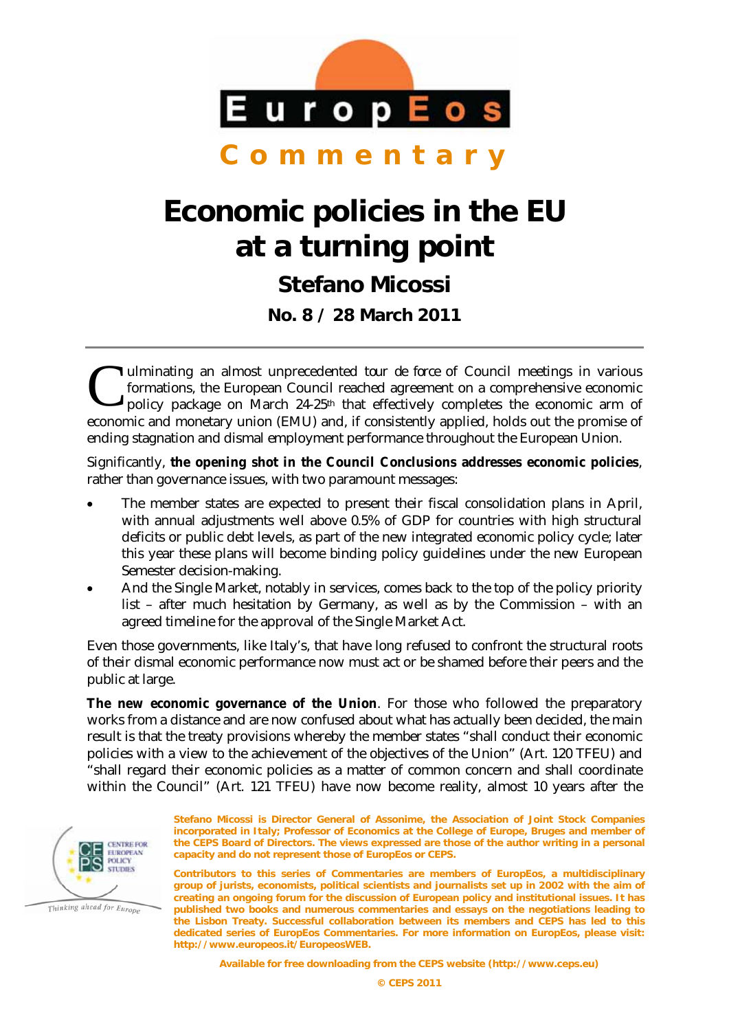# EuropEos

## Commentary

# Economic policies in the EU at a turning point

## Stefano Micossi

### No. 8 / 28 March 2011

Culminating an almost unprecedented tour de force of Council meetings in various formations, the European Council reached agreement on a comprehensive economic policy package on March 24-25th that effectively completes the economic arm of economic and monetary union (EMU) and, if consistently applied, holds out the promise of ending stagnation and dismal employment performance throughout the European Union.

Significantly, **the opening shot in the Council Conclusions addresses economic policies**, rather than governance issues, with two paramount messages:

- The member states are expected to present their fiscal consolidation plans in April, with annual adjustments well above 0.5% of GDP for countries with high structural deficits or public debt levels, as part of the new integrated economic policy cycle; later this year these plans will become binding policy guidelines under the new European Semester decision-making.
- And the Single Market, notably in services, comes back to the top of the policy priority list – after much hesitation by Germany, as well as by the Commission – with an agreed timeline for the approval of the Single Market Act.

Even those governments, like Italy's, that have long refused to confront the structural roots of their dismal economic performance now must act or be shamed before their peers and the public at large.

**The new economic governance of the Union**. For those who followed the preparatory works from a distance and are now confused about what has actually been decided, the main result is that the treaty provisions whereby the member states "shall conduct their economic policies with a view to the achievement of the objectives of the Union" (Art. 120 TFEU) and "shall regard their economic policies as a matter of common concern and shall coordinate within the Council" (Art. 121 TFEU) have now become reality, almost 10 years after the

**Stefano Micossi is Director General of Assonime, the Association of Joint Stock Companies incorporated in Italy; Professor of Economics at the College of Europe, Bruges and member of the CEPS Board of Directors. The views expressed are those of the author writing in a personal capacity and do not represent those of EuropEos or CEPS.**

**Contributors to this series of Commentaries are members of EuropEos, a multidisciplinary group of jurists, economists, political scientists and journalists set up in 2002 with the aim of creating an ongoing forum for the discussion of European policy and institutional issues. It has published two books and numerous commentaries and essays on the negotiations leading to the Lisbon Treaty. Successful collaboration between its members and CEPS has led to this dedicated series of EuropEos Commentaries. For more information on EuropEos, please visit: http://www.europeos.it/EuropeosWEB.**

CENTRE FOR EUROPEAN POLICY STUDIES

*Thinking ahead for Europe*

**Available for free downloading from the CEPS website (http://www.ceps.eu)**

**© CEPS 2011**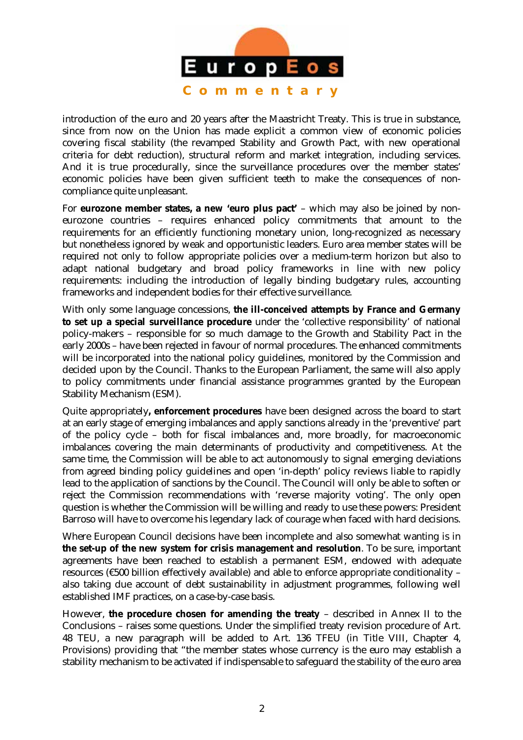introduction of the euro and 20 years after the Maastricht Treaty. This is true in substance, since from now on the Union has made explicit a common view of economic policies covering fiscal stability (the revamped Stability and Growth Pact, with new operational criteria for debt reduction), structural reform and market integration, including services. And it is true procedurally, since the surveillance procedures over the member states' economic policies have been given sufficient teeth to make the consequences of non-compliance quite unpleasant.

For **eurozone member states, a new 'euro plus pact'** – which may also be joined by non-eurozone countries – requires enhanced policy commitments that amount to the requirements for an efficiently functioning monetary union, long-recognized as necessary but nonetheless ignored by weak and opportunistic leaders. Euro area member states will be required not only to follow appropriate policies over a medium-term horizon but also to adapt national budgetary and broad policy frameworks in line with new policy requirements: including the introduction of legally binding budgetary rules, accounting frameworks and independent bodies for their effective surveillance.

With only some language concessions, **the ill-conceived attempts by France and Germany to set up a special surveillance procedure** under the 'collective responsibility' of national policy-makers – responsible for so much damage to the Growth and Stability Pact in the early 2000s – have been rejected in favour of normal procedures. The enhanced commitments will be incorporated into the national policy guidelines, monitored by the Commission and decided upon by the Council. Thanks to the European Parliament, the same will also apply to policy commitments under financial assistance programmes granted by the European Stability Mechanism (ESM).

Quite appropriately**, enforcement procedures** have been designed across the board to start at an early stage of emerging imbalances and apply sanctions already in the 'preventive' part of the policy cycle – both for fiscal imbalances and, more broadly, for macroeconomic imbalances covering the main determinants of productivity and competitiveness. At the same time, the Commission will be able to act autonomously to signal emerging deviations from agreed binding policy guidelines and open 'in-depth' policy reviews liable to rapidly lead to the application of sanctions by the Council. The Council will only be able to soften or reject the Commission recommendations with 'reverse majority voting'. The only open question is whether the Commission will be willing and ready to use these powers: President Barroso will have to overcome his legendary lack of courage when faced with hard decisions.

Where European Council decisions have been incomplete and also somewhat wanting is in **the set-up of the new system for crisis management and resolution**. To be sure, important agreements have been reached to establish a permanent ESM, endowed with adequate resources (€500 billion effectively available) and able to enforce appropriate conditionality – also taking due account of debt sustainability in adjustment programmes, following well established IMF practices, on a case-by-case basis.

However, **the procedure chosen for amending the treaty** – described in Annex II to the Conclusions – raises some questions. Under the simplified treaty revision procedure of Art. 48 TEU, a new paragraph will be added to Art. 136 TFEU (in Title VIII, Chapter 4, Provisions) providing that "the member states whose currency is the euro may establish a stability mechanism to be activated if indispensable to safeguard the stability of the euro area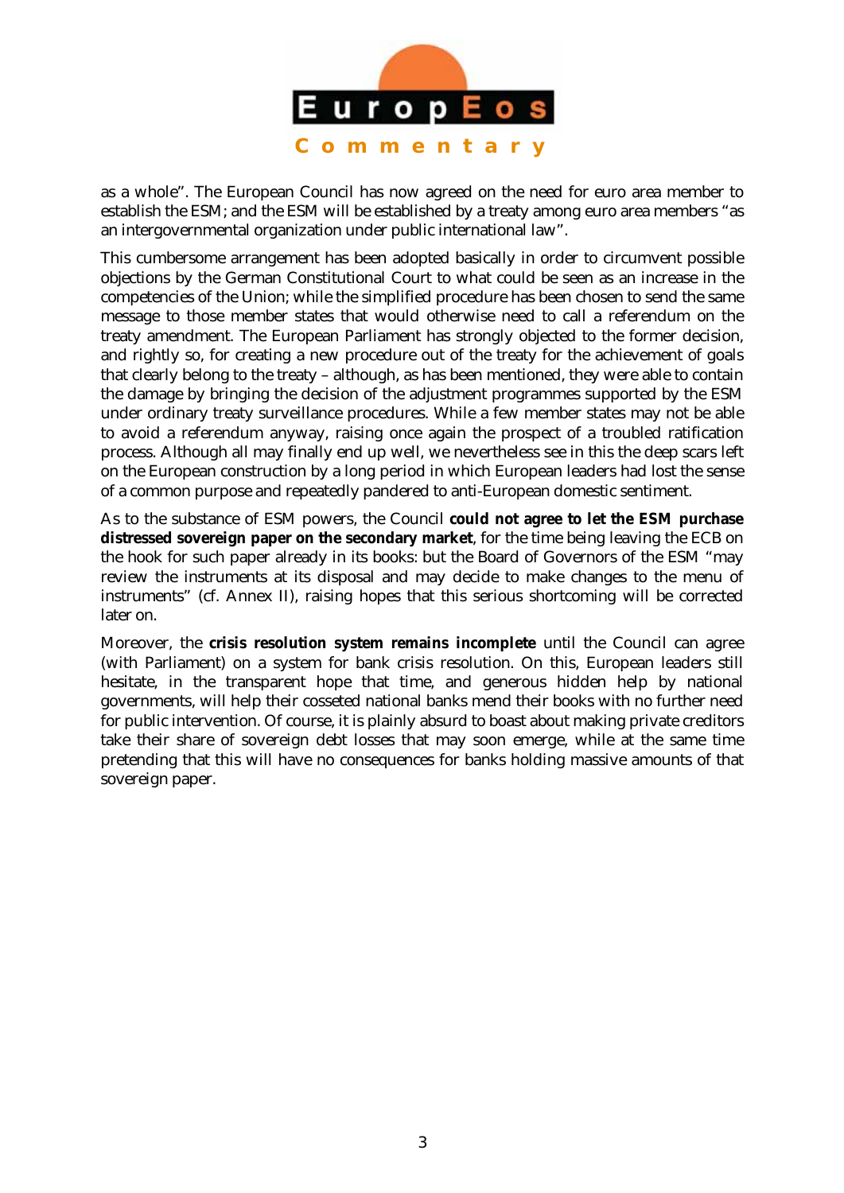as a whole". The European Council has now agreed on the need for euro area member to establish the ESM; and the ESM will be established by a treaty among euro area members "as an intergovernmental organization under public international law".

This cumbersome arrangement has been adopted basically in order to circumvent possible objections by the German Constitutional Court to what could be seen as an increase in the competencies of the Union; while the simplified procedure has been chosen to send the same message to those member states that would otherwise need to call a referendum on the treaty amendment. The European Parliament has strongly objected to the former decision, and rightly so, for creating a new procedure out of the treaty for the achievement of goals that clearly belong to the treaty – although, as has been mentioned, they were able to contain the damage by bringing the decision of the adjustment programmes supported by the ESM under ordinary treaty surveillance procedures. While a few member states may not be able to avoid a referendum anyway, raising once again the prospect of a troubled ratification process. Although all may finally end up well, we nevertheless see in this the deep scars left on the European construction by a long period in which European leaders had lost the sense of a common purpose and repeatedly pandered to anti-European domestic sentiment.

As to the substance of ESM powers, the Council **could not agree to let the ESM purchase distressed sovereign paper on the secondary market**, for the time being leaving the ECB on the hook for such paper already in its books: but the Board of Governors of the ESM "may review the instruments at its disposal and may decide to make changes to the menu of instruments" (cf. Annex II), raising hopes that this serious shortcoming will be corrected later on.

Moreover, the **crisis resolution system remains incomplete** until the Council can agree (with Parliament) on a system for bank crisis resolution. On this, European leaders still hesitate, in the transparent hope that time, and generous hidden help by national governments, will help their cosseted national banks mend their books with no further need for public intervention. Of course, it is plainly absurd to boast about making private creditors take their share of sovereign debt losses that may soon emerge, while at the same time pretending that this will have no consequences for banks holding massive amounts of that sovereign paper.